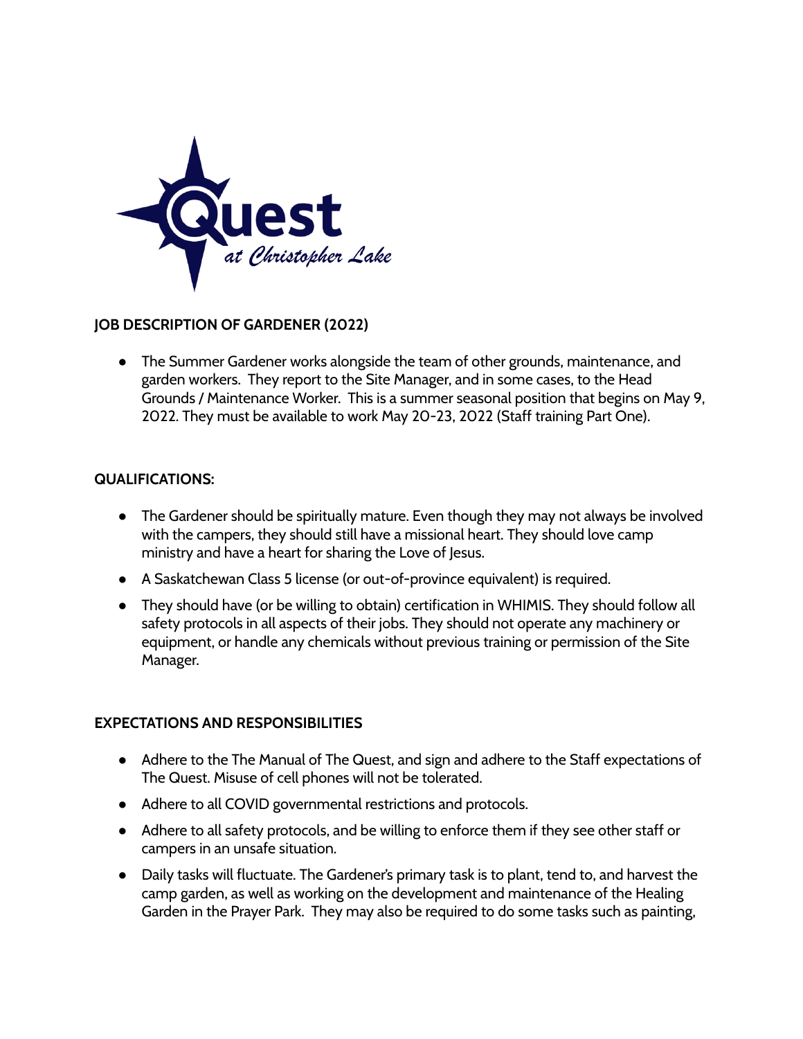Quest at Christopher Lake

## JOB DESCRIPTION OF GARDENER (2022)

- The Summer Gardener works alongside the team of other grounds, maintenance, and garden workers. They report to the Site Manager, and in some cases, to the Head Grounds / Maintenance Worker. This is a summer seasonal position that begins on May 9, 2022. They must be available to work May 20-23, 2022 (Staff training Part One).

## QUALIFICATIONS:

- The Gardener should be spiritually mature. Even though they may not always be involved with the campers, they should still have a missional heart. They should love camp ministry and have a heart for sharing the Love of Jesus.
- A Saskatchewan Class 5 license (or out-of-province equivalent) is required.
- They should have (or be willing to obtain) certification in WHIMIS. They should follow all safety protocols in all aspects of their jobs. They should not operate any machinery or equipment, or handle any chemicals without previous training or permission of the Site Manager.

## EXPECTATIONS AND RESPONSIBILITIES

- Adhere to the The Manual of The Quest, and sign and adhere to the Staff expectations of The Quest. Misuse of cell phones will not be tolerated.
- Adhere to all COVID governmental restrictions and protocols.
- Adhere to all safety protocols, and be willing to enforce them if they see other staff or campers in an unsafe situation.
- Daily tasks will fluctuate. The Gardener's primary task is to plant, tend to, and harvest the camp garden, as well as working on the development and maintenance of the Healing Garden in the Prayer Park. They may also be required to do some tasks such as painting,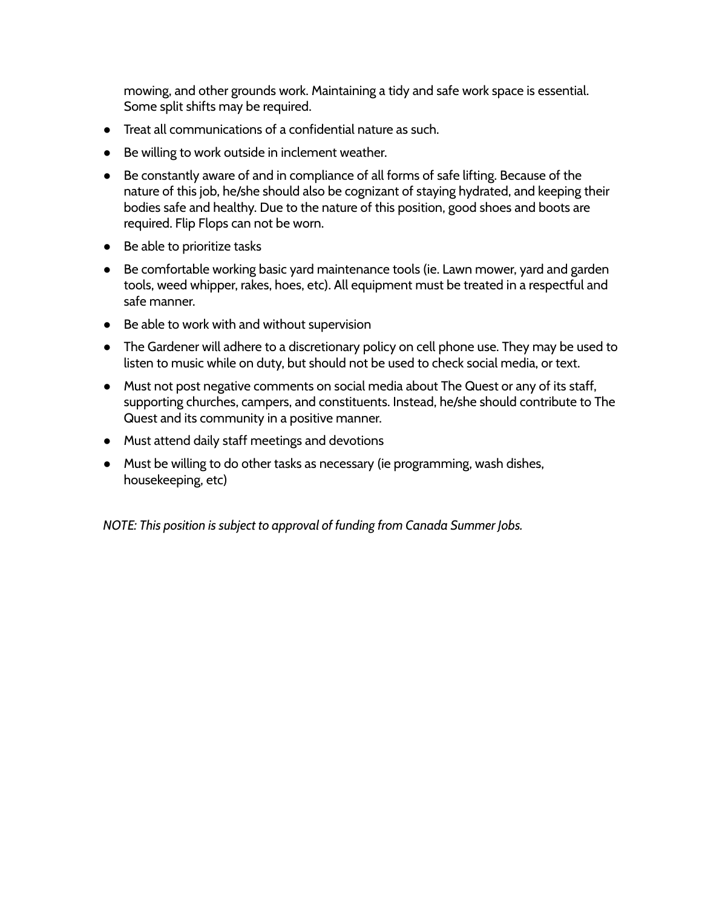mowing, and other grounds work. Maintaining a tidy and safe work space is essential. Some split shifts may be required.

- Treat all communications of a confidential nature as such.
- Be willing to work outside in inclement weather.
- Be constantly aware of and in compliance of all forms of safe lifting. Because of the nature of this job, he/she should also be cognizant of staying hydrated, and keeping their bodies safe and healthy. Due to the nature of this position, good shoes and boots are required. Flip Flops can not be worn.
- Be able to prioritize tasks
- Be comfortable working basic yard maintenance tools (ie. Lawn mower, yard and garden tools, weed whipper, rakes, hoes, etc). All equipment must be treated in a respectful and safe manner.
- Be able to work with and without supervision
- The Gardener will adhere to a discretionary policy on cell phone use. They may be used to listen to music while on duty, but should not be used to check social media, or text.
- Must not post negative comments on social media about The Quest or any of its staff, supporting churches, campers, and constituents. Instead, he/she should contribute to The Quest and its community in a positive manner.
- Must attend daily staff meetings and devotions
- Must be willing to do other tasks as necessary (ie programming, wash dishes, housekeeping, etc)

*NOTE: This position is subject to approval of funding from Canada Summer Jobs.*